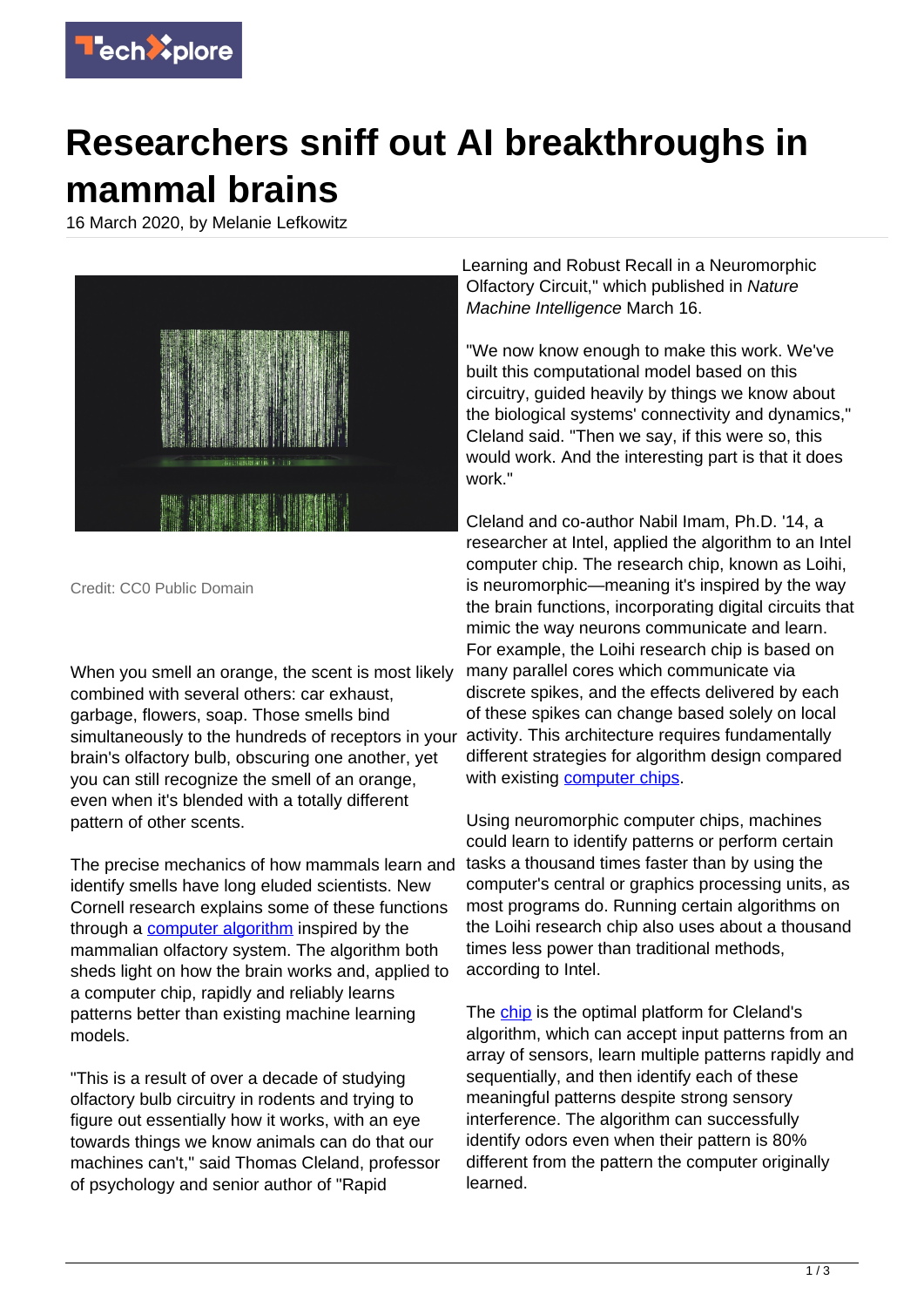# Researchers sniff out AI breakthroughs in mammal brains

16 March 2020, by Melanie Lefkowitz

Credit: CC0 Public Domain

When you smell an orange, the scent is most likely combined with several others: car exhaust, garbage, flowers, soap. Those smells bind simultaneously to the hundreds of receptors in your brain's olfactory bulb, obscuring one another, yet you can still recognize the smell of an orange, even when it's blended with a totally different pattern of other scents.

The precise mechanics of how mammals learn and identify smells have long eluded scientists. New Cornell research explains some of these functions through a computer algorithm inspired by the mammalian olfactory system. The algorithm both sheds light on how the brain works and, applied to a computer chip, rapidly and reliably learns patterns better than existing machine learning models.

"This is a result of over a decade of studying olfactory bulb circuitry in rodents and trying to figure out essentially how it works, with an eye towards things we know animals can do that our machines can't," said Thomas Cleland, professor of psychology and senior author of "Rapid Learning and Robust Recall in a Neuromorphic Olfactory Circuit," which published in *Nature Machine Intelligence* March 16.

"We now know enough to make this work. We've built this computational model based on this circuitry, guided heavily by things we know about the biological systems' connectivity and dynamics," Cleland said. "Then we say, if this were so, this would work. And the interesting part is that it does work."

Cleland and co-author Nabil Imam, Ph.D. '14, a researcher at Intel, applied the algorithm to an Intel computer chip. The research chip, known as Loihi, is neuromorphic—meaning it's inspired by the way the brain functions, incorporating digital circuits that mimic the way neurons communicate and learn. For example, the Loihi research chip is based on many parallel cores which communicate via discrete spikes, and the effects delivered by each of these spikes can change based solely on local activity. This architecture requires fundamentally different strategies for algorithm design compared with existing computer chips.

Using neuromorphic computer chips, machines could learn to identify patterns or perform certain tasks a thousand times faster than by using the computer's central or graphics processing units, as most programs do. Running certain algorithms on the Loihi research chip also uses about a thousand times less power than traditional methods, according to Intel.

The chip is the optimal platform for Cleland's algorithm, which can accept input patterns from an array of sensors, learn multiple patterns rapidly and sequentially, and then identify each of these meaningful patterns despite strong sensory interference. The algorithm can successfully identify odors even when their pattern is 80% different from the pattern the computer originally learned.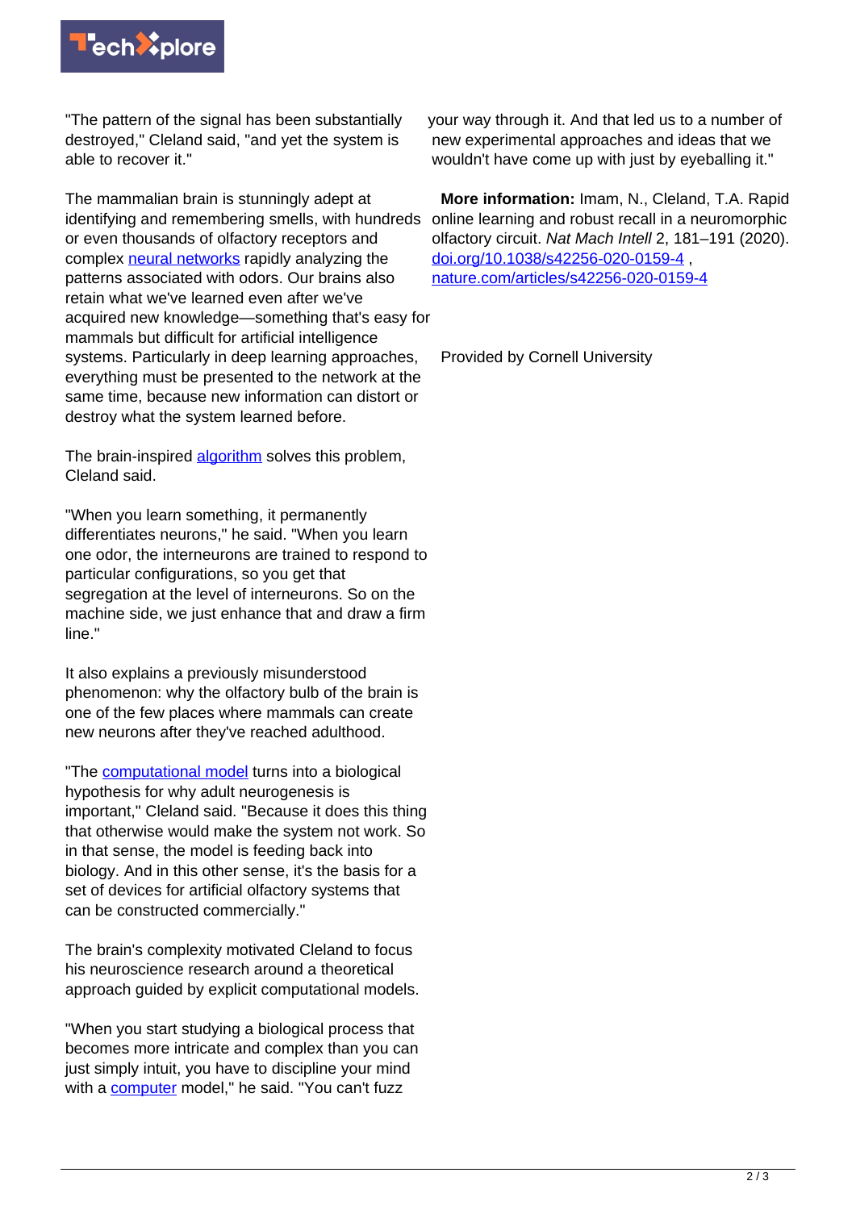"The pattern of the signal has been substantially destroyed," Cleland said, "and yet the system is able to recover it."

The mammalian brain is stunningly adept at identifying and remembering smells, with hundreds or even thousands of olfactory receptors and complex neural networks rapidly analyzing the patterns associated with odors. Our brains also retain what we've learned even after we've acquired new knowledge—something that's easy for mammals but difficult for artificial intelligence systems. Particularly in deep learning approaches, everything must be presented to the network at the same time, because new information can distort or destroy what the system learned before.

The brain-inspired algorithm solves this problem, Cleland said.

"When you learn something, it permanently differentiates neurons," he said. "When you learn one odor, the interneurons are trained to respond to particular configurations, so you get that segregation at the level of interneurons. So on the machine side, we just enhance that and draw a firm line."

It also explains a previously misunderstood phenomenon: why the olfactory bulb of the brain is one of the few places where mammals can create new neurons after they've reached adulthood.

"The computational model turns into a biological hypothesis for why adult neurogenesis is important," Cleland said. "Because it does this thing that otherwise would make the system not work. So in that sense, the model is feeding back into biology. And in this other sense, it's the basis for a set of devices for artificial olfactory systems that can be constructed commercially."

The brain's complexity motivated Cleland to focus his neuroscience research around a theoretical approach guided by explicit computational models.

"When you start studying a biological process that becomes more intricate and complex than you can just simply intuit, you have to discipline your mind with a computer model," he said. "You can't fuzz your way through it. And that led us to a number of new experimental approaches and ideas that we wouldn't have come up with just by eyeballing it."

**More information:** Imam, N., Cleland, T.A. Rapid online learning and robust recall in a neuromorphic olfactory circuit. *Nat Mach Intell* 2, 181–191 (2020). doi.org/10.1038/s42256-020-0159-4 , nature.com/articles/s42256-020-0159-4

Provided by Cornell University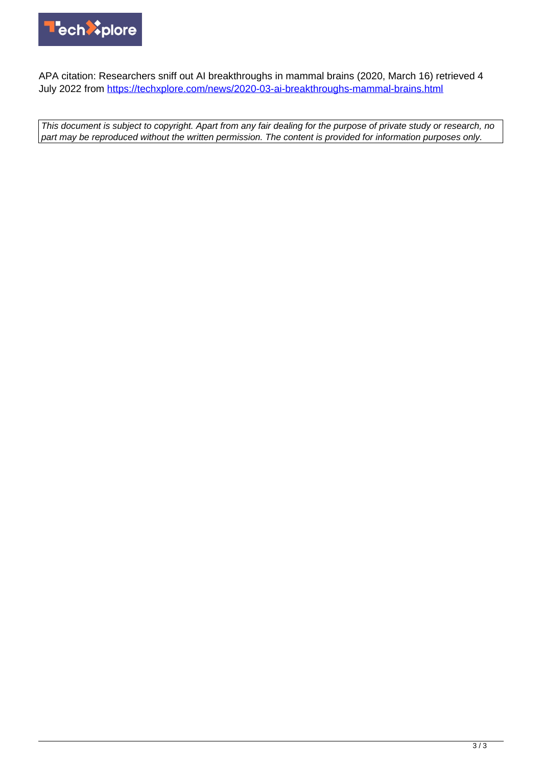APA citation: Researchers sniff out AI breakthroughs in mammal brains (2020, March 16) retrieved 4 July 2022 from https://techxplore.com/news/2020-03-ai-breakthroughs-mammal-brains.html

*This document is subject to copyright. Apart from any fair dealing for the purpose of private study or research, no part may be reproduced without the written permission. The content is provided for information purposes only.*